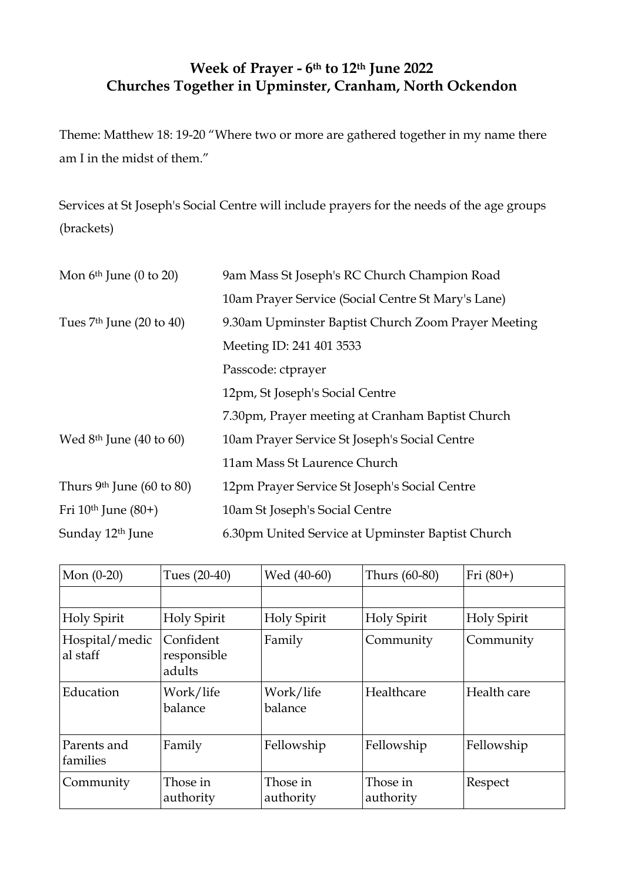**Week of Prayer - 6th to 12th June 2022**
**Churches Together in Upminster, Cranham, North Ockendon**

Theme: Matthew 18: 19-20 "Where two or more are gathered together in my name there am I in the midst of them."

Services at St Joseph's Social Centre will include prayers for the needs of the age groups (brackets)

| | |
|---|---|
| Mon 6th June (0 to 20) | 9am Mass St Joseph's RC Church Champion Road |
| | 10am Prayer Service (Social Centre St Mary's Lane) |
| Tues 7th June (20 to 40) | 9.30am Upminster Baptist Church Zoom Prayer Meeting |
| | Meeting ID: 241 401 3533 |
| | Passcode: ctprayer |
| | 12pm, St Joseph's Social Centre |
| | 7.30pm, Prayer meeting at Cranham Baptist Church |
| Wed 8th June (40 to 60) | 10am Prayer Service St Joseph's Social Centre |
| | 11am Mass St Laurence Church |
| Thurs 9th June (60 to 80) | 12pm Prayer Service St Joseph's Social Centre |
| Fri 10th June (80+) | 10am St Joseph's Social Centre |
| Sunday 12th June | 6.30pm United Service at Upminster Baptist Church |

| Mon (0-20) | Tues (20-40) | Wed (40-60) | Thurs (60-80) | Fri (80+) |
|---|---|---|---|---|
| | | | | |
| Holy Spirit | Holy Spirit | Holy Spirit | Holy Spirit | Holy Spirit |
| Hospital/medical staff | Confident responsible adults | Family | Community | Community |
| Education | Work/life balance | Work/life balance | Healthcare | Health care |
| Parents and families | Family | Fellowship | Fellowship | Fellowship |
| Community | Those in authority | Those in authority | Those in authority | Respect |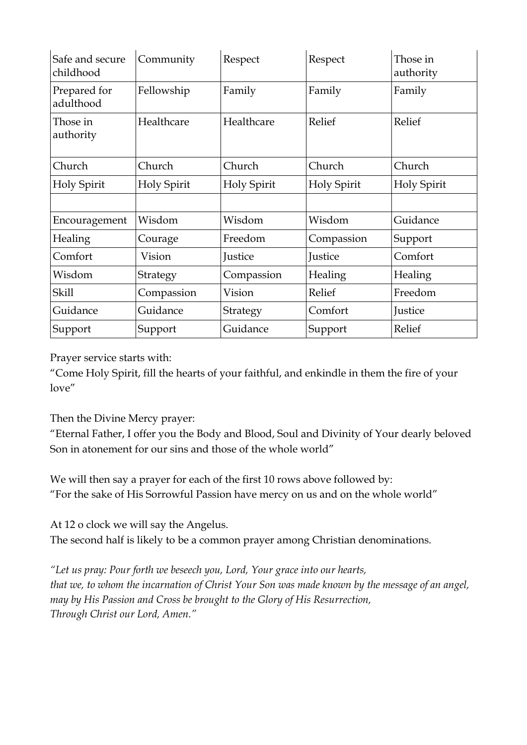| | | | | |
|---|---|---|---|---|
| Safe and secure childhood | Community | Respect | Respect | Those in authority |
| Prepared for adulthood | Fellowship | Family | Family | Family |
| Those in authority | Healthcare | Healthcare | Relief | Relief |
| Church | Church | Church | Church | Church |
| Holy Spirit | Holy Spirit | Holy Spirit | Holy Spirit | Holy Spirit |
| | | | | |
| Encouragement | Wisdom | Wisdom | Wisdom | Guidance |
| Healing | Courage | Freedom | Compassion | Support |
| Comfort | Vision | Justice | Justice | Comfort |
| Wisdom | Strategy | Compassion | Healing | Healing |
| Skill | Compassion | Vision | Relief | Freedom |
| Guidance | Guidance | Strategy | Comfort | Justice |
| Support | Support | Guidance | Support | Relief |

Prayer service starts with:
"Come Holy Spirit, fill the hearts of your faithful, and enkindle in them the fire of your love"

Then the Divine Mercy prayer:
"Eternal Father, I offer you the Body and Blood, Soul and Divinity of Your dearly beloved Son in atonement for our sins and those of the whole world"

We will then say a prayer for each of the first 10 rows above followed by:
"For the sake of His Sorrowful Passion have mercy on us and on the whole world"

At 12 o clock we will say the Angelus.
The second half is likely to be a common prayer among Christian denominations.

*"Let us pray: Pour forth we beseech you, Lord, Your grace into our hearts,*
*that we, to whom the incarnation of Christ Your Son was made known by the message of an angel,*
*may by His Passion and Cross be brought to the Glory of His Resurrection,*
*Through Christ our Lord, Amen."*